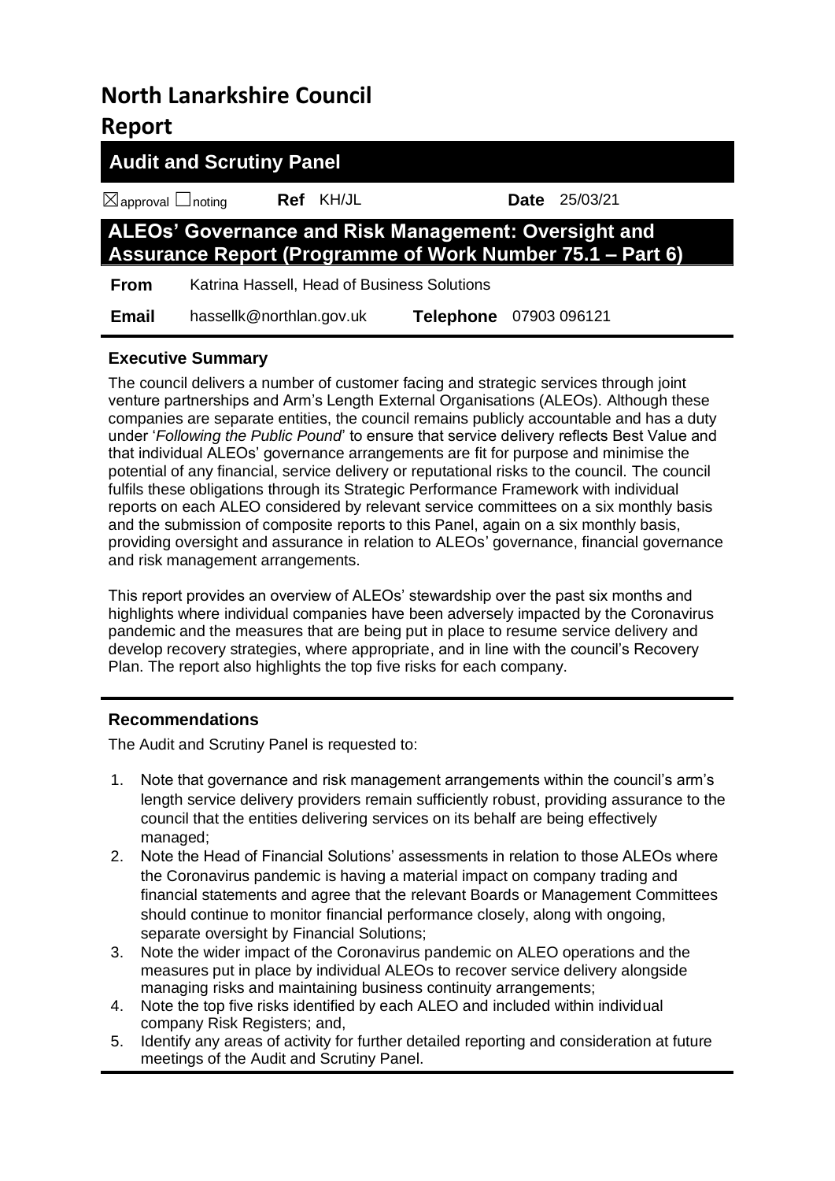# North Lanarkshire Council

# Report

## Audit and Scrutiny Panel

☒approval ☐noting **Ref** KH/JL **Date** 25/03/21

## ALEOs' Governance and Risk Management: Oversight and Assurance Report (Programme of Work Number 75.1 – Part 6)

| | | | |
|---|---|---|---|
| **From** | Katrina Hassell, Head of Business Solutions | | |
| **Email** | hassellk@northlan.gov.uk | **Telephone** | 07903 096121 |

### Executive Summary

The council delivers a number of customer facing and strategic services through joint venture partnerships and Arm's Length External Organisations (ALEOs). Although these companies are separate entities, the council remains publicly accountable and has a duty under '*Following the Public Pound*' to ensure that service delivery reflects Best Value and that individual ALEOs' governance arrangements are fit for purpose and minimise the potential of any financial, service delivery or reputational risks to the council. The council fulfils these obligations through its Strategic Performance Framework with individual reports on each ALEO considered by relevant service committees on a six monthly basis and the submission of composite reports to this Panel, again on a six monthly basis, providing oversight and assurance in relation to ALEOs' governance, financial governance and risk management arrangements.

This report provides an overview of ALEOs' stewardship over the past six months and highlights where individual companies have been adversely impacted by the Coronavirus pandemic and the measures that are being put in place to resume service delivery and develop recovery strategies, where appropriate, and in line with the council's Recovery Plan. The report also highlights the top five risks for each company.

### Recommendations

The Audit and Scrutiny Panel is requested to:

1. Note that governance and risk management arrangements within the council's arm's length service delivery providers remain sufficiently robust, providing assurance to the council that the entities delivering services on its behalf are being effectively managed;
2. Note the Head of Financial Solutions' assessments in relation to those ALEOs where the Coronavirus pandemic is having a material impact on company trading and financial statements and agree that the relevant Boards or Management Committees should continue to monitor financial performance closely, along with ongoing, separate oversight by Financial Solutions;
3. Note the wider impact of the Coronavirus pandemic on ALEO operations and the measures put in place by individual ALEOs to recover service delivery alongside managing risks and maintaining business continuity arrangements;
4. Note the top five risks identified by each ALEO and included within individual company Risk Registers; and,
5. Identify any areas of activity for further detailed reporting and consideration at future meetings of the Audit and Scrutiny Panel.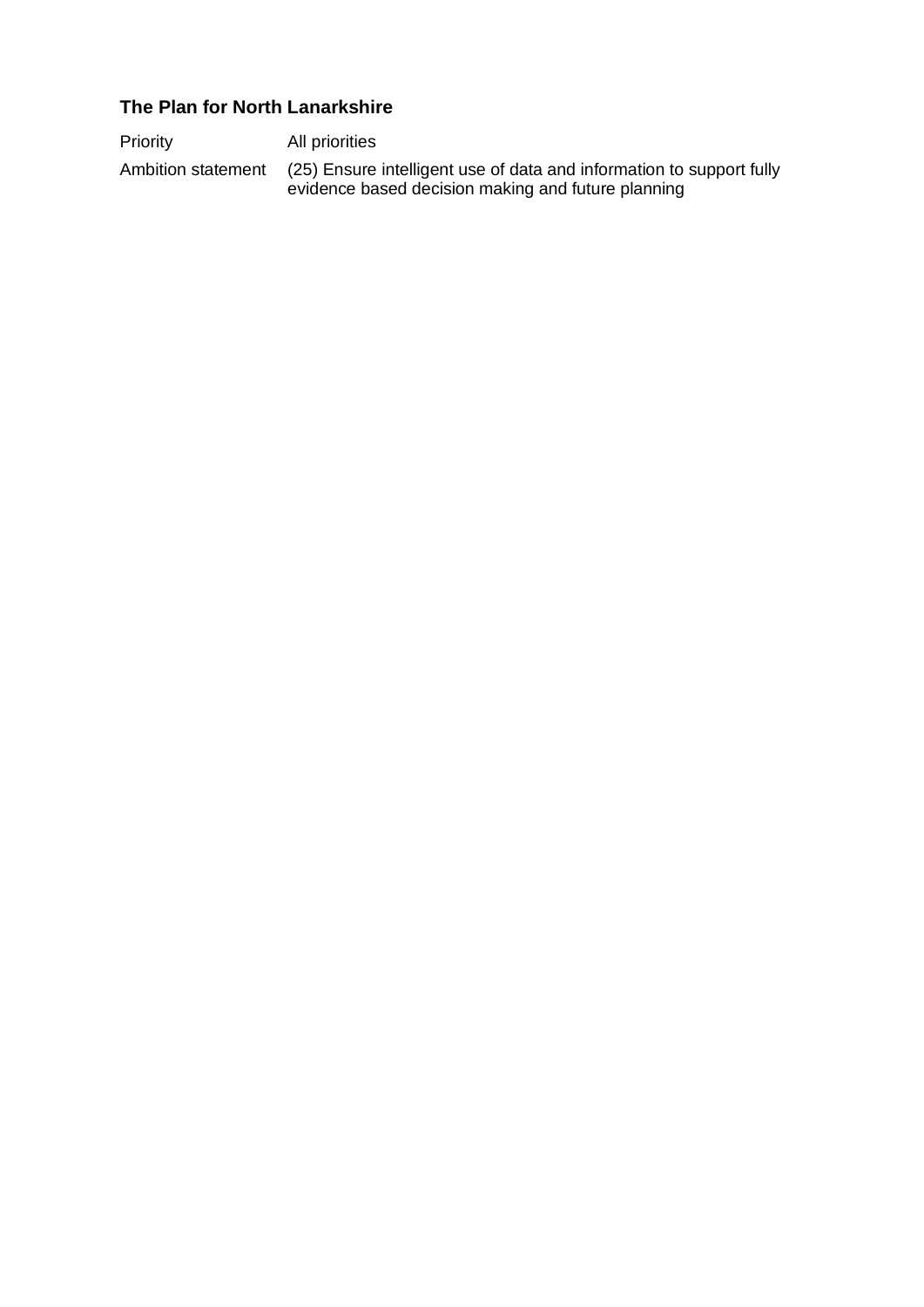### The Plan for North Lanarkshire

| | |
|---|---|
| Priority | All priorities |
| Ambition statement | (25) Ensure intelligent use of data and information to support fully evidence based decision making and future planning |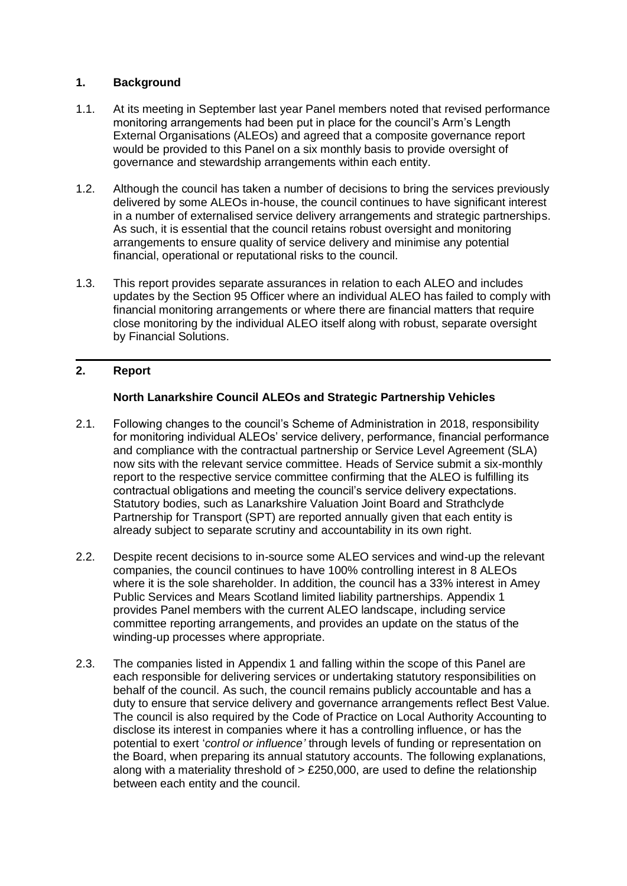## 1. Background

1.1. At its meeting in September last year Panel members noted that revised performance monitoring arrangements had been put in place for the council's Arm's Length External Organisations (ALEOs) and agreed that a composite governance report would be provided to this Panel on a six monthly basis to provide oversight of governance and stewardship arrangements within each entity.

1.2. Although the council has taken a number of decisions to bring the services previously delivered by some ALEOs in-house, the council continues to have significant interest in a number of externalised service delivery arrangements and strategic partnerships. As such, it is essential that the council retains robust oversight and monitoring arrangements to ensure quality of service delivery and minimise any potential financial, operational or reputational risks to the council.

1.3. This report provides separate assurances in relation to each ALEO and includes updates by the Section 95 Officer where an individual ALEO has failed to comply with financial monitoring arrangements or where there are financial matters that require close monitoring by the individual ALEO itself along with robust, separate oversight by Financial Solutions.

## 2. Report

### North Lanarkshire Council ALEOs and Strategic Partnership Vehicles

2.1. Following changes to the council's Scheme of Administration in 2018, responsibility for monitoring individual ALEOs' service delivery, performance, financial performance and compliance with the contractual partnership or Service Level Agreement (SLA) now sits with the relevant service committee. Heads of Service submit a six-monthly report to the respective service committee confirming that the ALEO is fulfilling its contractual obligations and meeting the council's service delivery expectations. Statutory bodies, such as Lanarkshire Valuation Joint Board and Strathclyde Partnership for Transport (SPT) are reported annually given that each entity is already subject to separate scrutiny and accountability in its own right.

2.2. Despite recent decisions to in-source some ALEO services and wind-up the relevant companies, the council continues to have 100% controlling interest in 8 ALEOs where it is the sole shareholder. In addition, the council has a 33% interest in Amey Public Services and Mears Scotland limited liability partnerships. Appendix 1 provides Panel members with the current ALEO landscape, including service committee reporting arrangements, and provides an update on the status of the winding-up processes where appropriate.

2.3. The companies listed in Appendix 1 and falling within the scope of this Panel are each responsible for delivering services or undertaking statutory responsibilities on behalf of the council. As such, the council remains publicly accountable and has a duty to ensure that service delivery and governance arrangements reflect Best Value. The council is also required by the Code of Practice on Local Authority Accounting to disclose its interest in companies where it has a controlling influence, or has the potential to exert '*control or influence'* through levels of funding or representation on the Board, when preparing its annual statutory accounts. The following explanations, along with a materiality threshold of > £250,000, are used to define the relationship between each entity and the council.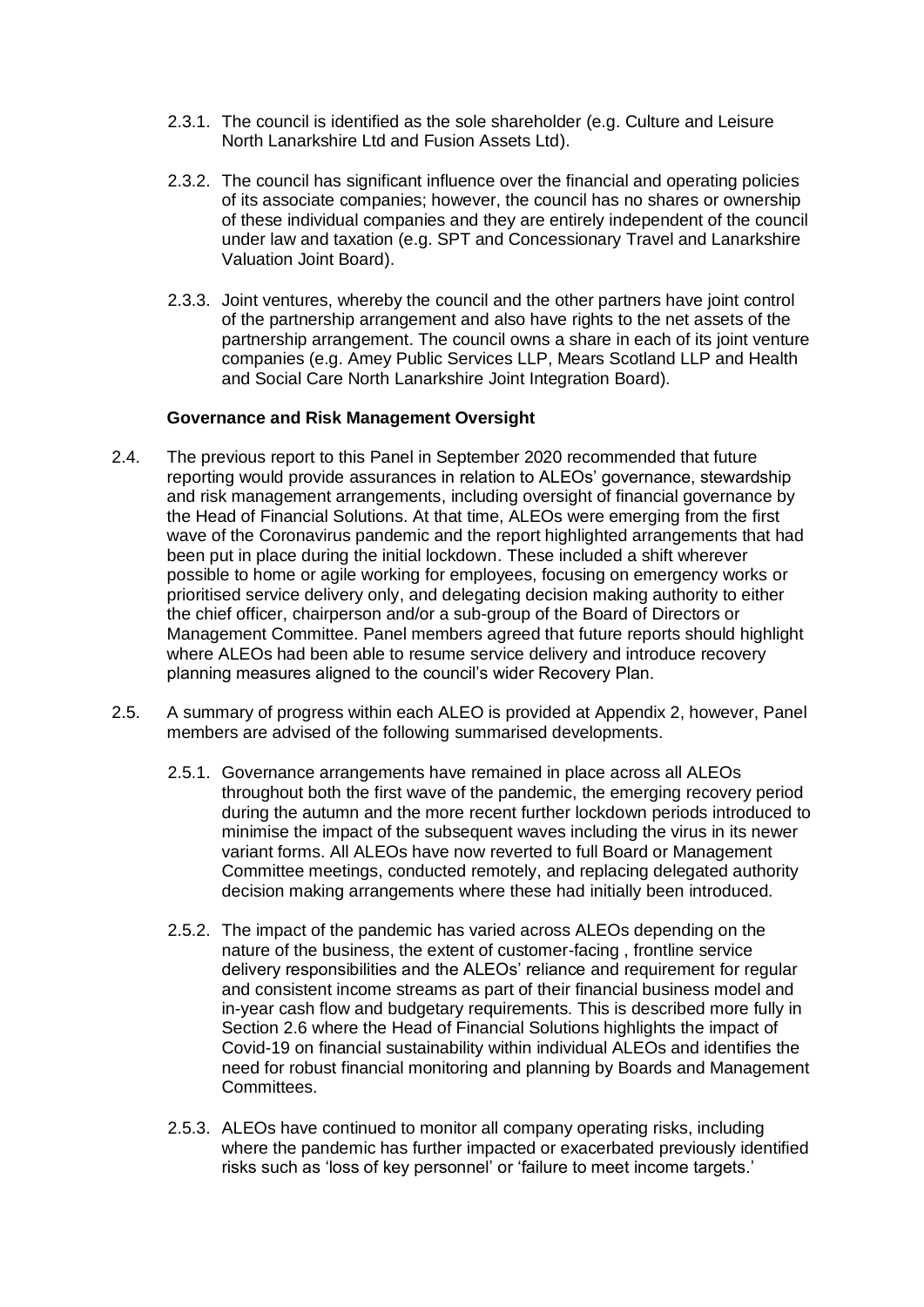2.3.1. The council is identified as the sole shareholder (e.g. Culture and Leisure North Lanarkshire Ltd and Fusion Assets Ltd).

2.3.2. The council has significant influence over the financial and operating policies of its associate companies; however, the council has no shares or ownership of these individual companies and they are entirely independent of the council under law and taxation (e.g. SPT and Concessionary Travel and Lanarkshire Valuation Joint Board).

2.3.3. Joint ventures, whereby the council and the other partners have joint control of the partnership arrangement and also have rights to the net assets of the partnership arrangement. The council owns a share in each of its joint venture companies (e.g. Amey Public Services LLP, Mears Scotland LLP and Health and Social Care North Lanarkshire Joint Integration Board).

**Governance and Risk Management Oversight**

2.4. The previous report to this Panel in September 2020 recommended that future reporting would provide assurances in relation to ALEOs' governance, stewardship and risk management arrangements, including oversight of financial governance by the Head of Financial Solutions. At that time, ALEOs were emerging from the first wave of the Coronavirus pandemic and the report highlighted arrangements that had been put in place during the initial lockdown. These included a shift wherever possible to home or agile working for employees, focusing on emergency works or prioritised service delivery only, and delegating decision making authority to either the chief officer, chairperson and/or a sub-group of the Board of Directors or Management Committee. Panel members agreed that future reports should highlight where ALEOs had been able to resume service delivery and introduce recovery planning measures aligned to the council's wider Recovery Plan.

2.5. A summary of progress within each ALEO is provided at Appendix 2, however, Panel members are advised of the following summarised developments.

2.5.1. Governance arrangements have remained in place across all ALEOs throughout both the first wave of the pandemic, the emerging recovery period during the autumn and the more recent further lockdown periods introduced to minimise the impact of the subsequent waves including the virus in its newer variant forms. All ALEOs have now reverted to full Board or Management Committee meetings, conducted remotely, and replacing delegated authority decision making arrangements where these had initially been introduced.

2.5.2. The impact of the pandemic has varied across ALEOs depending on the nature of the business, the extent of customer-facing , frontline service delivery responsibilities and the ALEOs' reliance and requirement for regular and consistent income streams as part of their financial business model and in-year cash flow and budgetary requirements. This is described more fully in Section 2.6 where the Head of Financial Solutions highlights the impact of Covid-19 on financial sustainability within individual ALEOs and identifies the need for robust financial monitoring and planning by Boards and Management Committees.

2.5.3. ALEOs have continued to monitor all company operating risks, including where the pandemic has further impacted or exacerbated previously identified risks such as 'loss of key personnel' or 'failure to meet income targets.'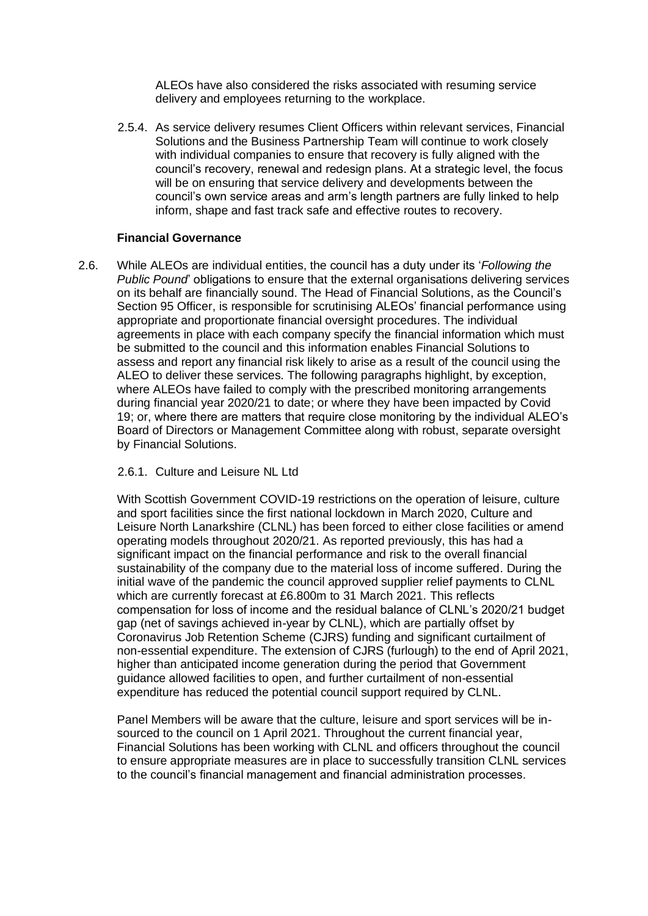ALEOs have also considered the risks associated with resuming service delivery and employees returning to the workplace.

2.5.4. As service delivery resumes Client Officers within relevant services, Financial Solutions and the Business Partnership Team will continue to work closely with individual companies to ensure that recovery is fully aligned with the council's recovery, renewal and redesign plans. At a strategic level, the focus will be on ensuring that service delivery and developments between the council's own service areas and arm's length partners are fully linked to help inform, shape and fast track safe and effective routes to recovery.

**Financial Governance**

2.6. While ALEOs are individual entities, the council has a duty under its '*Following the Public Pound*' obligations to ensure that the external organisations delivering services on its behalf are financially sound. The Head of Financial Solutions, as the Council's Section 95 Officer, is responsible for scrutinising ALEOs' financial performance using appropriate and proportionate financial oversight procedures. The individual agreements in place with each company specify the financial information which must be submitted to the council and this information enables Financial Solutions to assess and report any financial risk likely to arise as a result of the council using the ALEO to deliver these services. The following paragraphs highlight, by exception, where ALEOs have failed to comply with the prescribed monitoring arrangements during financial year 2020/21 to date; or where they have been impacted by Covid 19; or, where there are matters that require close monitoring by the individual ALEO's Board of Directors or Management Committee along with robust, separate oversight by Financial Solutions.

2.6.1. Culture and Leisure NL Ltd

With Scottish Government COVID-19 restrictions on the operation of leisure, culture and sport facilities since the first national lockdown in March 2020, Culture and Leisure North Lanarkshire (CLNL) has been forced to either close facilities or amend operating models throughout 2020/21. As reported previously, this has had a significant impact on the financial performance and risk to the overall financial sustainability of the company due to the material loss of income suffered. During the initial wave of the pandemic the council approved supplier relief payments to CLNL which are currently forecast at £6.800m to 31 March 2021. This reflects compensation for loss of income and the residual balance of CLNL's 2020/21 budget gap (net of savings achieved in-year by CLNL), which are partially offset by Coronavirus Job Retention Scheme (CJRS) funding and significant curtailment of non-essential expenditure. The extension of CJRS (furlough) to the end of April 2021, higher than anticipated income generation during the period that Government guidance allowed facilities to open, and further curtailment of non-essential expenditure has reduced the potential council support required by CLNL.

Panel Members will be aware that the culture, leisure and sport services will be in-sourced to the council on 1 April 2021. Throughout the current financial year, Financial Solutions has been working with CLNL and officers throughout the council to ensure appropriate measures are in place to successfully transition CLNL services to the council's financial management and financial administration processes.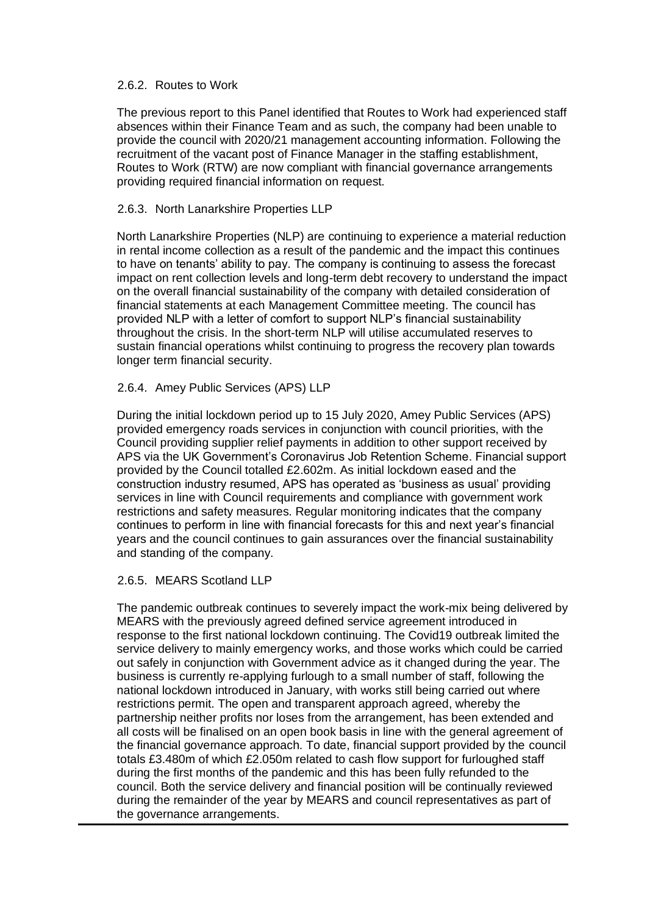### 2.6.2. Routes to Work

The previous report to this Panel identified that Routes to Work had experienced staff absences within their Finance Team and as such, the company had been unable to provide the council with 2020/21 management accounting information. Following the recruitment of the vacant post of Finance Manager in the staffing establishment, Routes to Work (RTW) are now compliant with financial governance arrangements providing required financial information on request.

### 2.6.3. North Lanarkshire Properties LLP

North Lanarkshire Properties (NLP) are continuing to experience a material reduction in rental income collection as a result of the pandemic and the impact this continues to have on tenants' ability to pay. The company is continuing to assess the forecast impact on rent collection levels and long-term debt recovery to understand the impact on the overall financial sustainability of the company with detailed consideration of financial statements at each Management Committee meeting. The council has provided NLP with a letter of comfort to support NLP's financial sustainability throughout the crisis. In the short-term NLP will utilise accumulated reserves to sustain financial operations whilst continuing to progress the recovery plan towards longer term financial security.

### 2.6.4. Amey Public Services (APS) LLP

During the initial lockdown period up to 15 July 2020, Amey Public Services (APS) provided emergency roads services in conjunction with council priorities, with the Council providing supplier relief payments in addition to other support received by APS via the UK Government's Coronavirus Job Retention Scheme. Financial support provided by the Council totalled £2.602m. As initial lockdown eased and the construction industry resumed, APS has operated as 'business as usual' providing services in line with Council requirements and compliance with government work restrictions and safety measures. Regular monitoring indicates that the company continues to perform in line with financial forecasts for this and next year's financial years and the council continues to gain assurances over the financial sustainability and standing of the company.

### 2.6.5. MEARS Scotland LLP

The pandemic outbreak continues to severely impact the work-mix being delivered by MEARS with the previously agreed defined service agreement introduced in response to the first national lockdown continuing. The Covid19 outbreak limited the service delivery to mainly emergency works, and those works which could be carried out safely in conjunction with Government advice as it changed during the year. The business is currently re-applying furlough to a small number of staff, following the national lockdown introduced in January, with works still being carried out where restrictions permit. The open and transparent approach agreed, whereby the partnership neither profits nor loses from the arrangement, has been extended and all costs will be finalised on an open book basis in line with the general agreement of the financial governance approach. To date, financial support provided by the council totals £3.480m of which £2.050m related to cash flow support for furloughed staff during the first months of the pandemic and this has been fully refunded to the council. Both the service delivery and financial position will be continually reviewed during the remainder of the year by MEARS and council representatives as part of the governance arrangements.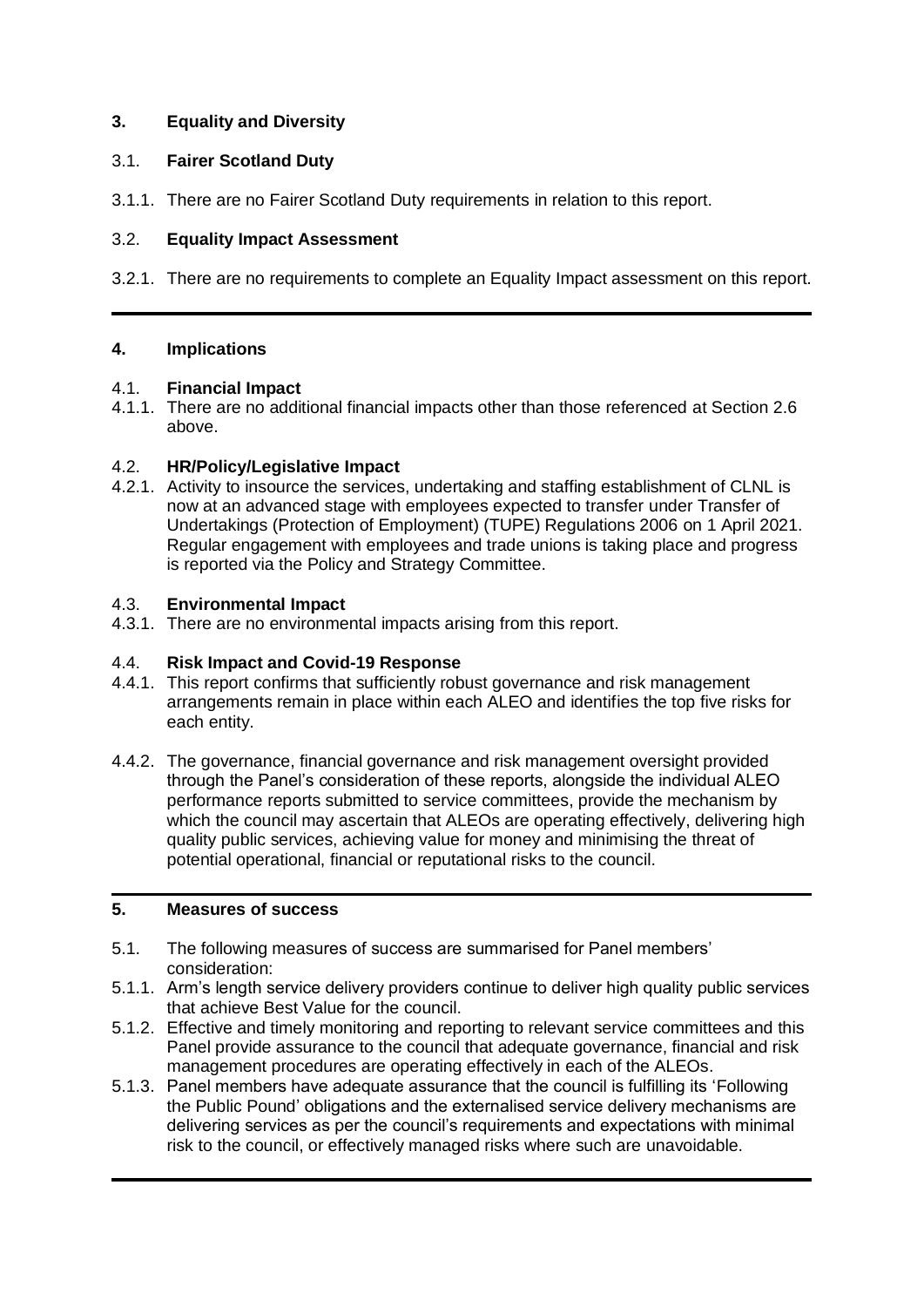## 3. Equality and Diversity

### 3.1. Fairer Scotland Duty

3.1.1. There are no Fairer Scotland Duty requirements in relation to this report.

### 3.2. Equality Impact Assessment

3.2.1. There are no requirements to complete an Equality Impact assessment on this report.

---

## 4. Implications

### 4.1. Financial Impact

4.1.1. There are no additional financial impacts other than those referenced at Section 2.6 above.

### 4.2. HR/Policy/Legislative Impact

4.2.1. Activity to insource the services, undertaking and staffing establishment of CLNL is now at an advanced stage with employees expected to transfer under Transfer of Undertakings (Protection of Employment) (TUPE) Regulations 2006 on 1 April 2021. Regular engagement with employees and trade unions is taking place and progress is reported via the Policy and Strategy Committee.

### 4.3. Environmental Impact

4.3.1. There are no environmental impacts arising from this report.

### 4.4. Risk Impact and Covid-19 Response

4.4.1. This report confirms that sufficiently robust governance and risk management arrangements remain in place within each ALEO and identifies the top five risks for each entity.

4.4.2. The governance, financial governance and risk management oversight provided through the Panel's consideration of these reports, alongside the individual ALEO performance reports submitted to service committees, provide the mechanism by which the council may ascertain that ALEOs are operating effectively, delivering high quality public services, achieving value for money and minimising the threat of potential operational, financial or reputational risks to the council.

---

## 5. Measures of success

5.1. The following measures of success are summarised for Panel members' consideration:

5.1.1. Arm's length service delivery providers continue to deliver high quality public services that achieve Best Value for the council.

5.1.2. Effective and timely monitoring and reporting to relevant service committees and this Panel provide assurance to the council that adequate governance, financial and risk management procedures are operating effectively in each of the ALEOs.

5.1.3. Panel members have adequate assurance that the council is fulfilling its 'Following the Public Pound' obligations and the externalised service delivery mechanisms are delivering services as per the council's requirements and expectations with minimal risk to the council, or effectively managed risks where such are unavoidable.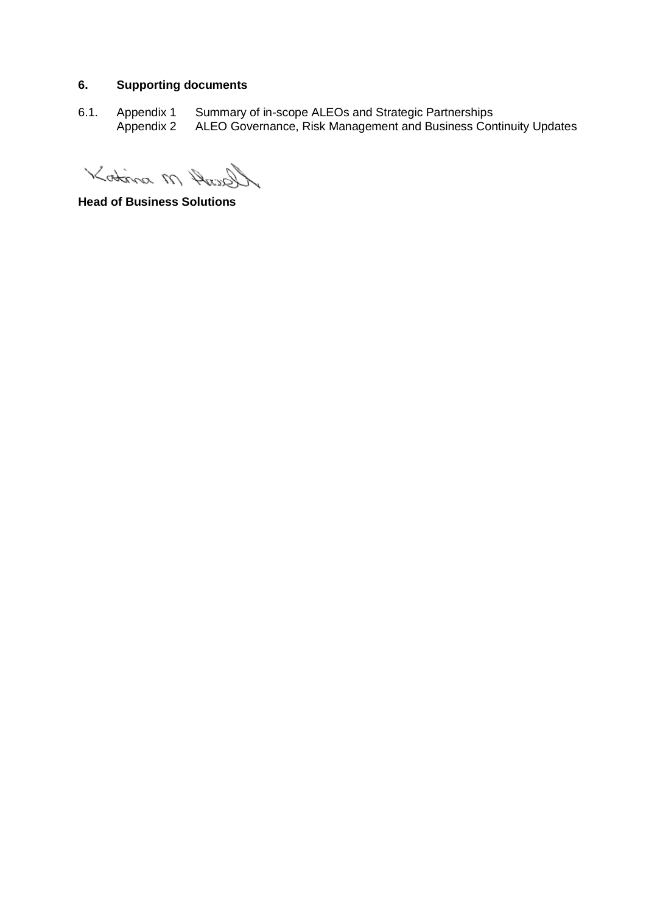## 6. Supporting documents

6.1. Appendix 1 Summary of in-scope ALEOs and Strategic Partnerships
Appendix 2 ALEO Governance, Risk Management and Business Continuity Updates

Katrina M Howell

**Head of Business Solutions**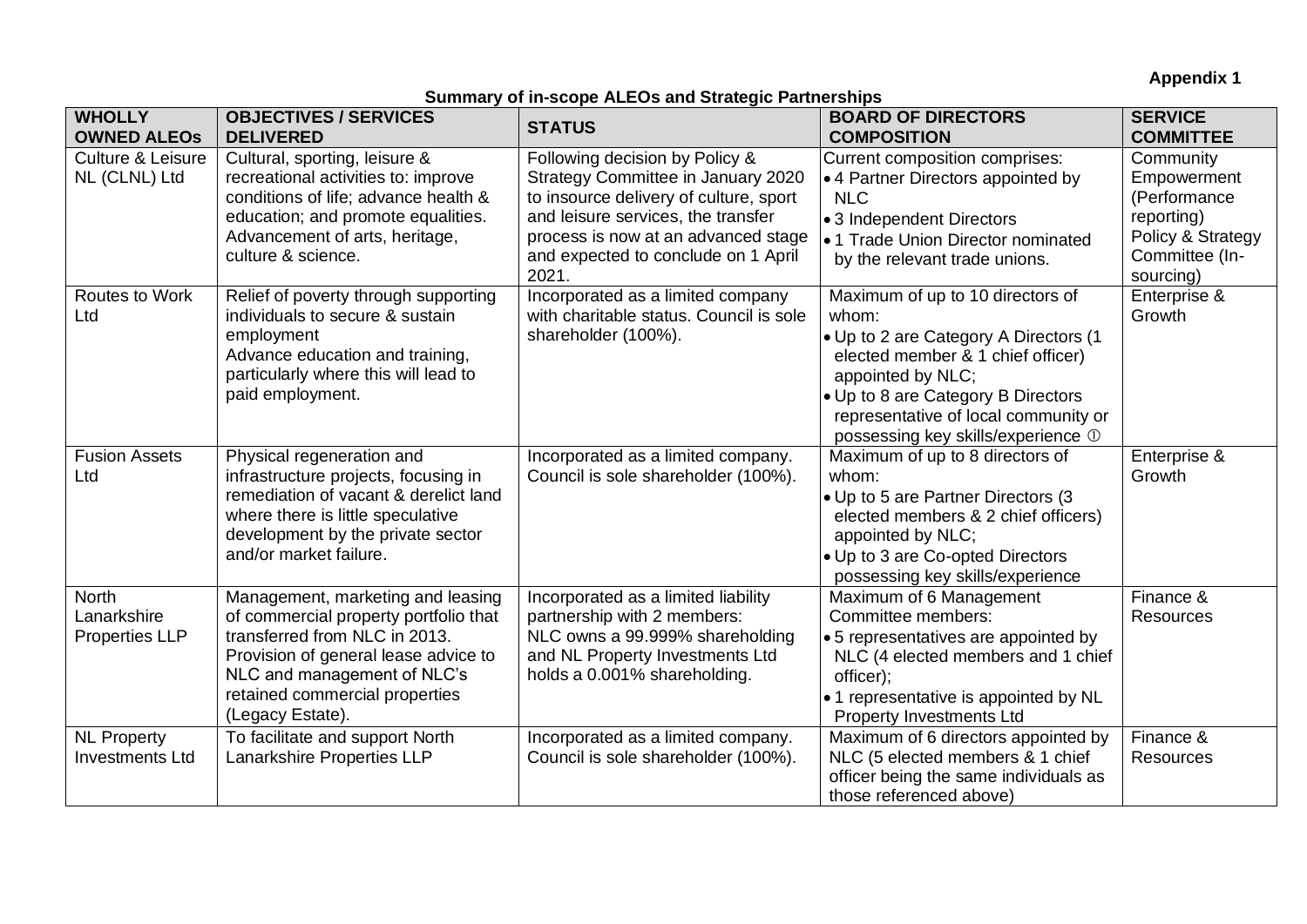**Appendix 1**

**Summary of in-scope ALEOs and Strategic Partnerships**

| WHOLLY OWNED ALEOs | OBJECTIVES / SERVICES DELIVERED | STATUS | BOARD OF DIRECTORS COMPOSITION | SERVICE COMMITTEE |
|---|---|---|---|---|
| Culture & Leisure NL (CLNL) Ltd | Cultural, sporting, leisure & recreational activities to: improve conditions of life; advance health & education; and promote equalities. Advancement of arts, heritage, culture & science. | Following decision by Policy & Strategy Committee in January 2020 to insource delivery of culture, sport and leisure services, the transfer process is now at an advanced stage and expected to conclude on 1 April 2021. | Current composition comprises:<br>• 4 Partner Directors appointed by NLC<br>• 3 Independent Directors<br>• 1 Trade Union Director nominated by the relevant trade unions. | Community Empowerment (Performance reporting)<br>Policy & Strategy Committee (In-sourcing) |
| Routes to Work Ltd | Relief of poverty through supporting individuals to secure & sustain employment<br>Advance education and training, particularly where this will lead to paid employment. | Incorporated as a limited company with charitable status. Council is sole shareholder (100%). | Maximum of up to 10 directors of whom:<br>• Up to 2 are Category A Directors (1 elected member & 1 chief officer) appointed by NLC;<br>• Up to 8 are Category B Directors representative of local community or possessing key skills/experience ① | Enterprise & Growth |
| Fusion Assets Ltd | Physical regeneration and infrastructure projects, focusing in remediation of vacant & derelict land where there is little speculative development by the private sector and/or market failure. | Incorporated as a limited company. Council is sole shareholder (100%). | Maximum of up to 8 directors of whom:<br>• Up to 5 are Partner Directors (3 elected members & 2 chief officers) appointed by NLC;<br>• Up to 3 are Co-opted Directors possessing key skills/experience | Enterprise & Growth |
| North Lanarkshire Properties LLP | Management, marketing and leasing of commercial property portfolio that transferred from NLC in 2013. Provision of general lease advice to NLC and management of NLC's retained commercial properties (Legacy Estate). | Incorporated as a limited liability partnership with 2 members:<br>NLC owns a 99.999% shareholding and NL Property Investments Ltd holds a 0.001% shareholding. | Maximum of 6 Management Committee members:<br>• 5 representatives are appointed by NLC (4 elected members and 1 chief officer);<br>• 1 representative is appointed by NL Property Investments Ltd | Finance & Resources |
| NL Property Investments Ltd | To facilitate and support North Lanarkshire Properties LLP | Incorporated as a limited company. Council is sole shareholder (100%). | Maximum of 6 directors appointed by NLC (5 elected members & 1 chief officer being the same individuals as those referenced above) | Finance & Resources |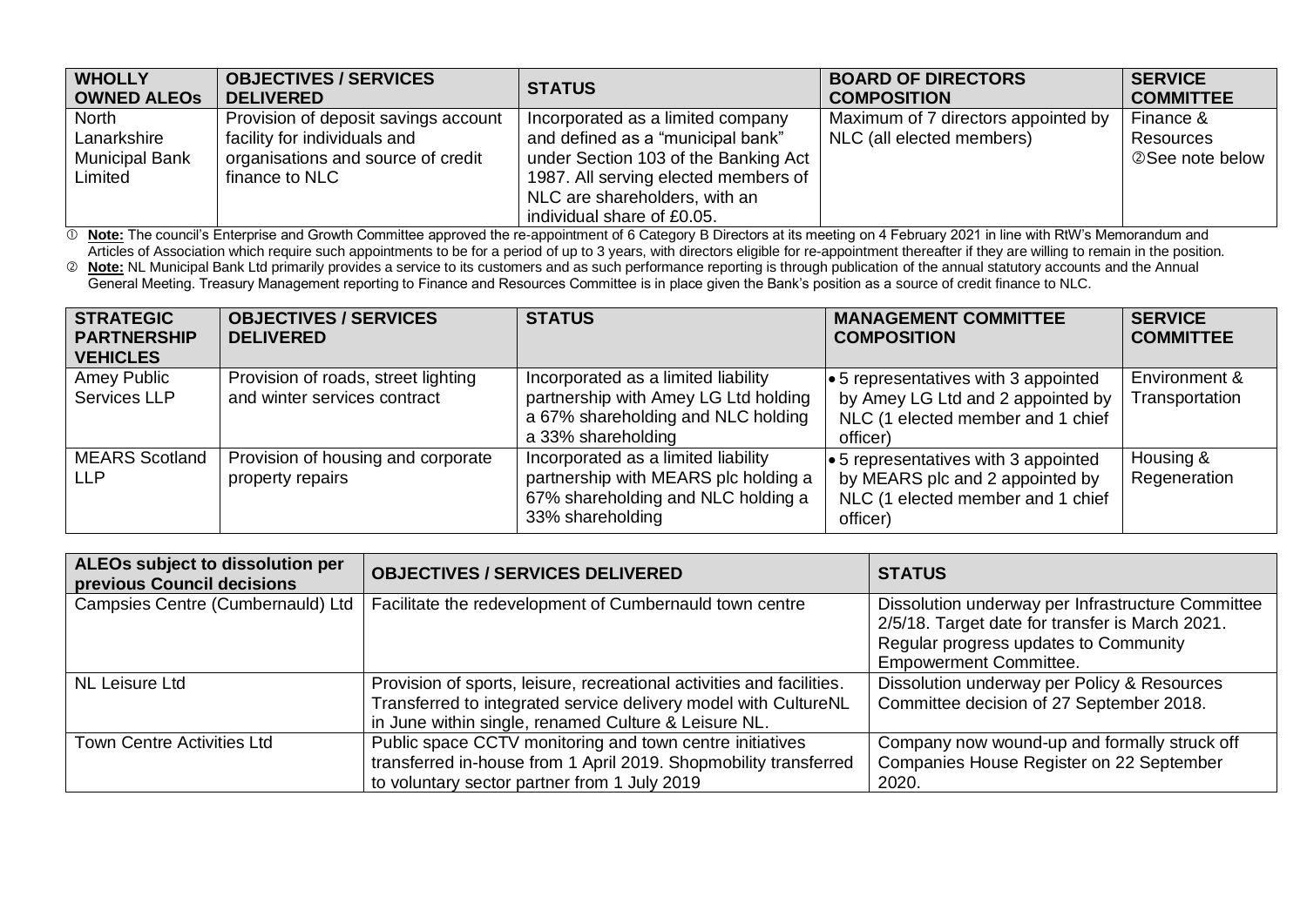| WHOLLY OWNED ALEOs | OBJECTIVES / SERVICES DELIVERED | STATUS | BOARD OF DIRECTORS COMPOSITION | SERVICE COMMITTEE |
|---|---|---|---|---|
| North Lanarkshire Municipal Bank Limited | Provision of deposit savings account facility for individuals and organisations and source of credit finance to NLC | Incorporated as a limited company and defined as a "municipal bank" under Section 103 of the Banking Act 1987. All serving elected members of NLC are shareholders, with an individual share of £0.05. | Maximum of 7 directors appointed by NLC (all elected members) | Finance & Resources ② See note below |

① **Note:** The council's Enterprise and Growth Committee approved the re-appointment of 6 Category B Directors at its meeting on 4 February 2021 in line with RtW's Memorandum and Articles of Association which require such appointments to be for a period of up to 3 years, with directors eligible for re-appointment thereafter if they are willing to remain in the position.

② **Note:** NL Municipal Bank Ltd primarily provides a service to its customers and as such performance reporting is through publication of the annual statutory accounts and the Annual General Meeting. Treasury Management reporting to Finance and Resources Committee is in place given the Bank's position as a source of credit finance to NLC.

| STRATEGIC PARTNERSHIP VEHICLES | OBJECTIVES / SERVICES DELIVERED | STATUS | MANAGEMENT COMMITTEE COMPOSITION | SERVICE COMMITTEE |
|---|---|---|---|---|
| Amey Public Services LLP | Provision of roads, street lighting and winter services contract | Incorporated as a limited liability partnership with Amey LG Ltd holding a 67% shareholding and NLC holding a 33% shareholding | • 5 representatives with 3 appointed by Amey LG Ltd and 2 appointed by NLC (1 elected member and 1 chief officer) | Environment & Transportation |
| MEARS Scotland LLP | Provision of housing and corporate property repairs | Incorporated as a limited liability partnership with MEARS plc holding a 67% shareholding and NLC holding a 33% shareholding | • 5 representatives with 3 appointed by MEARS plc and 2 appointed by NLC (1 elected member and 1 chief officer) | Housing & Regeneration |

| ALEOs subject to dissolution per previous Council decisions | OBJECTIVES / SERVICES DELIVERED | STATUS |
|---|---|---|
| Campsies Centre (Cumbernauld) Ltd | Facilitate the redevelopment of Cumbernauld town centre | Dissolution underway per Infrastructure Committee 2/5/18. Target date for transfer is March 2021. Regular progress updates to Community Empowerment Committee. |
| NL Leisure Ltd | Provision of sports, leisure, recreational activities and facilities. Transferred to integrated service delivery model with CultureNL in June within single, renamed Culture & Leisure NL. | Dissolution underway per Policy & Resources Committee decision of 27 September 2018. |
| Town Centre Activities Ltd | Public space CCTV monitoring and town centre initiatives transferred in-house from 1 April 2019. Shopmobility transferred to voluntary sector partner from 1 July 2019 | Company now wound-up and formally struck off Companies House Register on 22 September 2020. |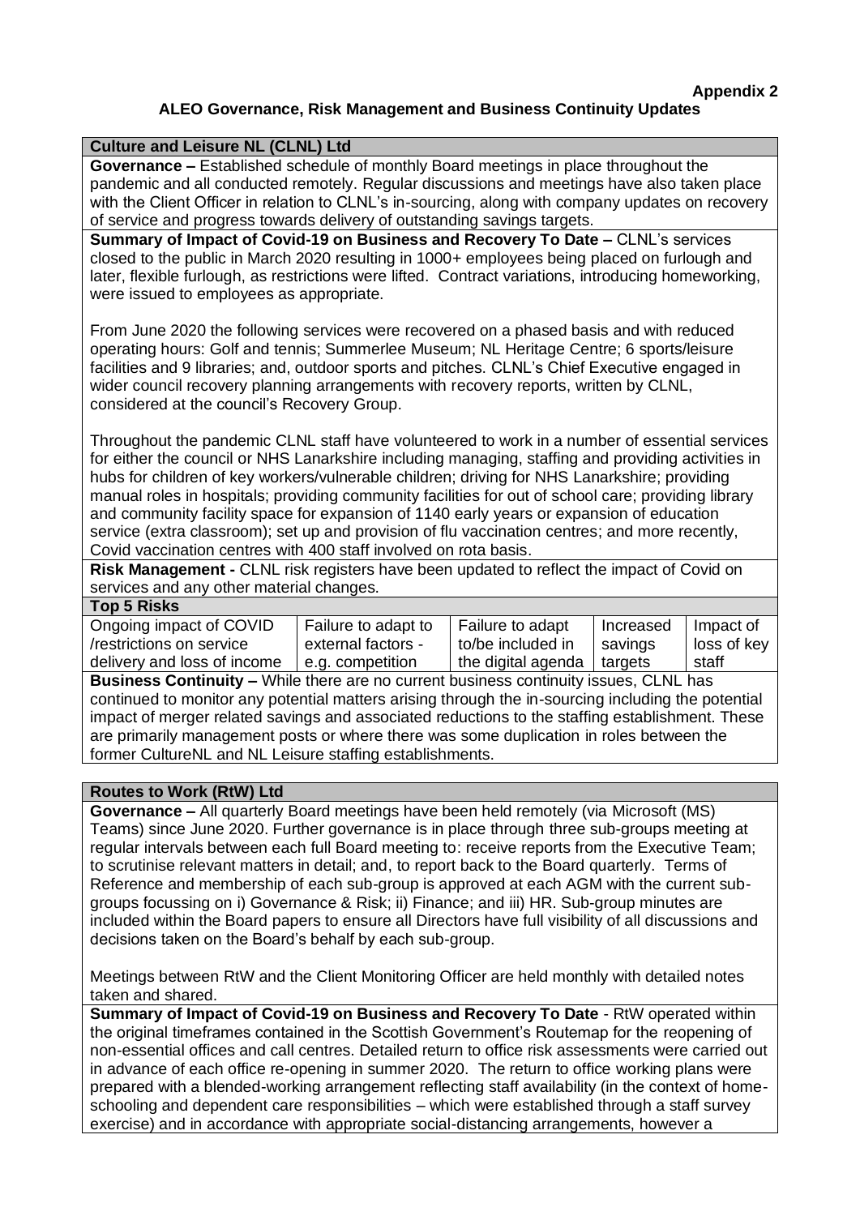**Appendix 2**

## ALEO Governance, Risk Management and Business Continuity Updates

### Culture and Leisure NL (CLNL) Ltd

**Governance –** Established schedule of monthly Board meetings in place throughout the pandemic and all conducted remotely. Regular discussions and meetings have also taken place with the Client Officer in relation to CLNL's in-sourcing, along with company updates on recovery of service and progress towards delivery of outstanding savings targets.

**Summary of Impact of Covid-19 on Business and Recovery To Date –** CLNL's services closed to the public in March 2020 resulting in 1000+ employees being placed on furlough and later, flexible furlough, as restrictions were lifted. Contract variations, introducing homeworking, were issued to employees as appropriate.

From June 2020 the following services were recovered on a phased basis and with reduced operating hours: Golf and tennis; Summerlee Museum; NL Heritage Centre; 6 sports/leisure facilities and 9 libraries; and, outdoor sports and pitches. CLNL's Chief Executive engaged in wider council recovery planning arrangements with recovery reports, written by CLNL, considered at the council's Recovery Group.

Throughout the pandemic CLNL staff have volunteered to work in a number of essential services for either the council or NHS Lanarkshire including managing, staffing and providing activities in hubs for children of key workers/vulnerable children; driving for NHS Lanarkshire; providing manual roles in hospitals; providing community facilities for out of school care; providing library and community facility space for expansion of 1140 early years or expansion of education service (extra classroom); set up and provision of flu vaccination centres; and more recently, Covid vaccination centres with 400 staff involved on rota basis.

**Risk Management -** CLNL risk registers have been updated to reflect the impact of Covid on services and any other material changes.

**Top 5 Risks**

| Ongoing impact of COVID /restrictions on service delivery and loss of income | Failure to adapt to external factors - e.g. competition | Failure to adapt to/be included in the digital agenda | Increased savings targets | Impact of loss of key staff |
|---|---|---|---|---|

**Business Continuity –** While there are no current business continuity issues, CLNL has continued to monitor any potential matters arising through the in-sourcing including the potential impact of merger related savings and associated reductions to the staffing establishment. These are primarily management posts or where there was some duplication in roles between the former CultureNL and NL Leisure staffing establishments.

### Routes to Work (RtW) Ltd

**Governance –** All quarterly Board meetings have been held remotely (via Microsoft (MS) Teams) since June 2020. Further governance is in place through three sub-groups meeting at regular intervals between each full Board meeting to: receive reports from the Executive Team; to scrutinise relevant matters in detail; and, to report back to the Board quarterly. Terms of Reference and membership of each sub-group is approved at each AGM with the current sub-groups focussing on i) Governance & Risk; ii) Finance; and iii) HR. Sub-group minutes are included within the Board papers to ensure all Directors have full visibility of all discussions and decisions taken on the Board's behalf by each sub-group.

Meetings between RtW and the Client Monitoring Officer are held monthly with detailed notes taken and shared.

**Summary of Impact of Covid-19 on Business and Recovery To Date** - RtW operated within the original timeframes contained in the Scottish Government's Routemap for the reopening of non-essential offices and call centres. Detailed return to office risk assessments were carried out in advance of each office re-opening in summer 2020. The return to office working plans were prepared with a blended-working arrangement reflecting staff availability (in the context of home-schooling and dependent care responsibilities – which were established through a staff survey exercise) and in accordance with appropriate social-distancing arrangements, however a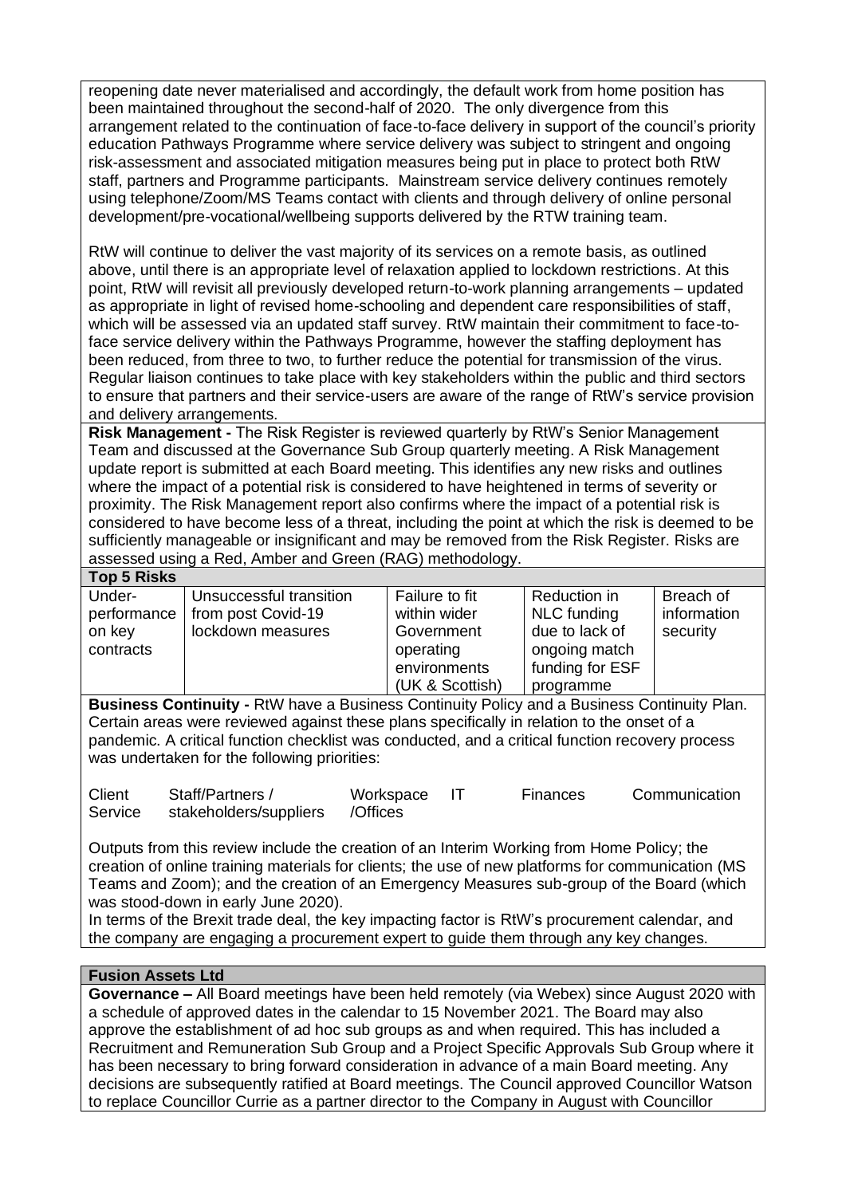reopening date never materialised and accordingly, the default work from home position has been maintained throughout the second-half of 2020. The only divergence from this arrangement related to the continuation of face-to-face delivery in support of the council's priority education Pathways Programme where service delivery was subject to stringent and ongoing risk-assessment and associated mitigation measures being put in place to protect both RtW staff, partners and Programme participants. Mainstream service delivery continues remotely using telephone/Zoom/MS Teams contact with clients and through delivery of online personal development/pre-vocational/wellbeing supports delivered by the RTW training team.

RtW will continue to deliver the vast majority of its services on a remote basis, as outlined above, until there is an appropriate level of relaxation applied to lockdown restrictions. At this point, RtW will revisit all previously developed return-to-work planning arrangements – updated as appropriate in light of revised home-schooling and dependent care responsibilities of staff, which will be assessed via an updated staff survey. RtW maintain their commitment to face-to-face service delivery within the Pathways Programme, however the staffing deployment has been reduced, from three to two, to further reduce the potential for transmission of the virus. Regular liaison continues to take place with key stakeholders within the public and third sectors to ensure that partners and their service-users are aware of the range of RtW's service provision and delivery arrangements.

**Risk Management -** The Risk Register is reviewed quarterly by RtW's Senior Management Team and discussed at the Governance Sub Group quarterly meeting. A Risk Management update report is submitted at each Board meeting. This identifies any new risks and outlines where the impact of a potential risk is considered to have heightened in terms of severity or proximity. The Risk Management report also confirms where the impact of a potential risk is considered to have become less of a threat, including the point at which the risk is deemed to be sufficiently manageable or insignificant and may be removed from the Risk Register. Risks are assessed using a Red, Amber and Green (RAG) methodology.

**Top 5 Risks**

| Under-performance on key contracts | Unsuccessful transition from post Covid-19 lockdown measures | Failure to fit within wider Government operating environments (UK & Scottish) | Reduction in NLC funding due to lack of ongoing match funding for ESF programme | Breach of information security |
|---|---|---|---|---|

**Business Continuity -** RtW have a Business Continuity Policy and a Business Continuity Plan. Certain areas were reviewed against these plans specifically in relation to the onset of a pandemic. A critical function checklist was conducted, and a critical function recovery process was undertaken for the following priorities:

| Client Service | Staff/Partners / stakeholders/suppliers | Workspace /Offices | IT | Finances | Communication |
|---|---|---|---|---|---|

Outputs from this review include the creation of an Interim Working from Home Policy; the creation of online training materials for clients; the use of new platforms for communication (MS Teams and Zoom); and the creation of an Emergency Measures sub-group of the Board (which was stood-down in early June 2020).

In terms of the Brexit trade deal, the key impacting factor is RtW's procurement calendar, and the company are engaging a procurement expert to guide them through any key changes.

**Fusion Assets Ltd**

**Governance –** All Board meetings have been held remotely (via Webex) since August 2020 with a schedule of approved dates in the calendar to 15 November 2021. The Board may also approve the establishment of ad hoc sub groups as and when required. This has included a Recruitment and Remuneration Sub Group and a Project Specific Approvals Sub Group where it has been necessary to bring forward consideration in advance of a main Board meeting. Any decisions are subsequently ratified at Board meetings. The Council approved Councillor Watson to replace Councillor Currie as a partner director to the Company in August with Councillor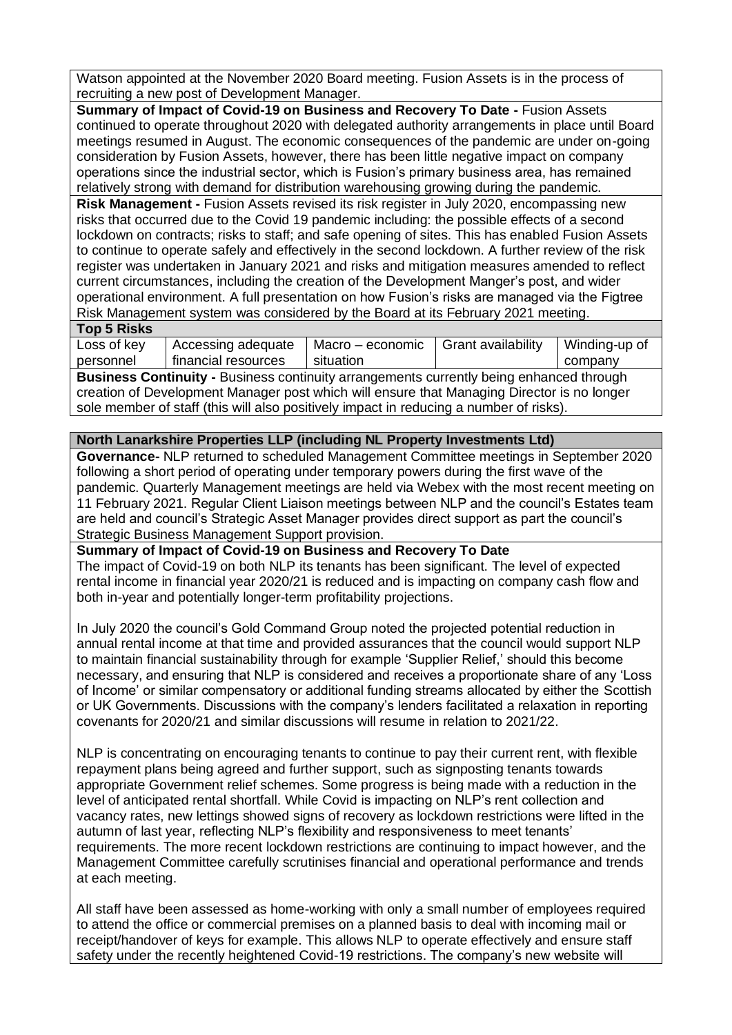Watson appointed at the November 2020 Board meeting. Fusion Assets is in the process of recruiting a new post of Development Manager.

**Summary of Impact of Covid-19 on Business and Recovery To Date -** Fusion Assets continued to operate throughout 2020 with delegated authority arrangements in place until Board meetings resumed in August. The economic consequences of the pandemic are under on-going consideration by Fusion Assets, however, there has been little negative impact on company operations since the industrial sector, which is Fusion's primary business area, has remained relatively strong with demand for distribution warehousing growing during the pandemic.

**Risk Management -** Fusion Assets revised its risk register in July 2020, encompassing new risks that occurred due to the Covid 19 pandemic including: the possible effects of a second lockdown on contracts; risks to staff; and safe opening of sites. This has enabled Fusion Assets to continue to operate safely and effectively in the second lockdown. A further review of the risk register was undertaken in January 2021 and risks and mitigation measures amended to reflect current circumstances, including the creation of the Development Manger's post, and wider operational environment. A full presentation on how Fusion's risks are managed via the Figtree Risk Management system was considered by the Board at its February 2021 meeting.

**Top 5 Risks**

| Loss of key personnel | Accessing adequate financial resources | Macro – economic situation | Grant availability | Winding-up of company |
|---|---|---|---|---|

**Business Continuity -** Business continuity arrangements currently being enhanced through creation of Development Manager post which will ensure that Managing Director is no longer sole member of staff (this will also positively impact in reducing a number of risks).

**North Lanarkshire Properties LLP (including NL Property Investments Ltd)**

**Governance-** NLP returned to scheduled Management Committee meetings in September 2020 following a short period of operating under temporary powers during the first wave of the pandemic. Quarterly Management meetings are held via Webex with the most recent meeting on 11 February 2021. Regular Client Liaison meetings between NLP and the council's Estates team are held and council's Strategic Asset Manager provides direct support as part the council's Strategic Business Management Support provision.

**Summary of Impact of Covid-19 on Business and Recovery To Date**

The impact of Covid-19 on both NLP its tenants has been significant. The level of expected rental income in financial year 2020/21 is reduced and is impacting on company cash flow and both in-year and potentially longer-term profitability projections.

In July 2020 the council's Gold Command Group noted the projected potential reduction in annual rental income at that time and provided assurances that the council would support NLP to maintain financial sustainability through for example 'Supplier Relief,' should this become necessary, and ensuring that NLP is considered and receives a proportionate share of any 'Loss of Income' or similar compensatory or additional funding streams allocated by either the Scottish or UK Governments. Discussions with the company's lenders facilitated a relaxation in reporting covenants for 2020/21 and similar discussions will resume in relation to 2021/22.

NLP is concentrating on encouraging tenants to continue to pay their current rent, with flexible repayment plans being agreed and further support, such as signposting tenants towards appropriate Government relief schemes. Some progress is being made with a reduction in the level of anticipated rental shortfall. While Covid is impacting on NLP's rent collection and vacancy rates, new lettings showed signs of recovery as lockdown restrictions were lifted in the autumn of last year, reflecting NLP's flexibility and responsiveness to meet tenants' requirements. The more recent lockdown restrictions are continuing to impact however, and the Management Committee carefully scrutinises financial and operational performance and trends at each meeting.

All staff have been assessed as home-working with only a small number of employees required to attend the office or commercial premises on a planned basis to deal with incoming mail or receipt/handover of keys for example. This allows NLP to operate effectively and ensure staff safety under the recently heightened Covid-19 restrictions. The company's new website will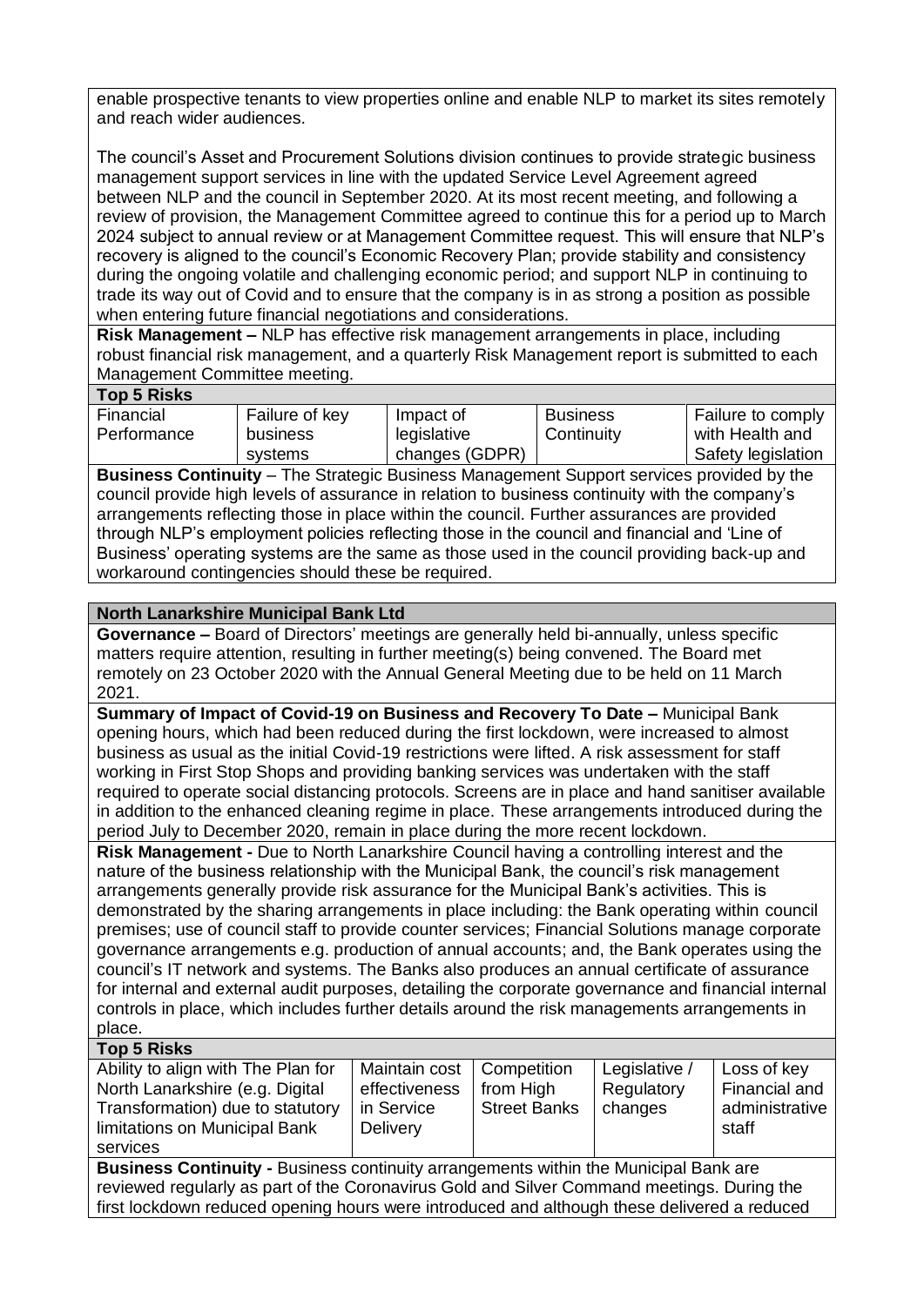enable prospective tenants to view properties online and enable NLP to market its sites remotely and reach wider audiences.

The council's Asset and Procurement Solutions division continues to provide strategic business management support services in line with the updated Service Level Agreement agreed between NLP and the council in September 2020. At its most recent meeting, and following a review of provision, the Management Committee agreed to continue this for a period up to March 2024 subject to annual review or at Management Committee request. This will ensure that NLP's recovery is aligned to the council's Economic Recovery Plan; provide stability and consistency during the ongoing volatile and challenging economic period; and support NLP in continuing to trade its way out of Covid and to ensure that the company is in as strong a position as possible when entering future financial negotiations and considerations.

**Risk Management –** NLP has effective risk management arrangements in place, including robust financial risk management, and a quarterly Risk Management report is submitted to each Management Committee meeting.

**Top 5 Risks**

| Financial Performance | Failure of key business systems | Impact of legislative changes (GDPR) | Business Continuity | Failure to comply with Health and Safety legislation |
|---|---|---|---|---|

**Business Continuity** – The Strategic Business Management Support services provided by the council provide high levels of assurance in relation to business continuity with the company's arrangements reflecting those in place within the council. Further assurances are provided through NLP's employment policies reflecting those in the council and financial and 'Line of Business' operating systems are the same as those used in the council providing back-up and workaround contingencies should these be required.

**North Lanarkshire Municipal Bank Ltd**

**Governance –** Board of Directors' meetings are generally held bi-annually, unless specific matters require attention, resulting in further meeting(s) being convened. The Board met remotely on 23 October 2020 with the Annual General Meeting due to be held on 11 March 2021.

**Summary of Impact of Covid-19 on Business and Recovery To Date –** Municipal Bank opening hours, which had been reduced during the first lockdown, were increased to almost business as usual as the initial Covid-19 restrictions were lifted. A risk assessment for staff working in First Stop Shops and providing banking services was undertaken with the staff required to operate social distancing protocols. Screens are in place and hand sanitiser available in addition to the enhanced cleaning regime in place. These arrangements introduced during the period July to December 2020, remain in place during the more recent lockdown.

**Risk Management -** Due to North Lanarkshire Council having a controlling interest and the nature of the business relationship with the Municipal Bank, the council's risk management arrangements generally provide risk assurance for the Municipal Bank's activities. This is demonstrated by the sharing arrangements in place including: the Bank operating within council premises; use of council staff to provide counter services; Financial Solutions manage corporate governance arrangements e.g. production of annual accounts; and, the Bank operates using the council's IT network and systems. The Banks also produces an annual certificate of assurance for internal and external audit purposes, detailing the corporate governance and financial internal controls in place, which includes further details around the risk managements arrangements in place.

**Top 5 Risks**

| Ability to align with The Plan for North Lanarkshire (e.g. Digital Transformation) due to statutory limitations on Municipal Bank services | Maintain cost effectiveness in Service Delivery | Competition from High Street Banks | Legislative / Regulatory changes | Loss of key Financial and administrative staff |
|---|---|---|---|---|

**Business Continuity -** Business continuity arrangements within the Municipal Bank are reviewed regularly as part of the Coronavirus Gold and Silver Command meetings. During the first lockdown reduced opening hours were introduced and although these delivered a reduced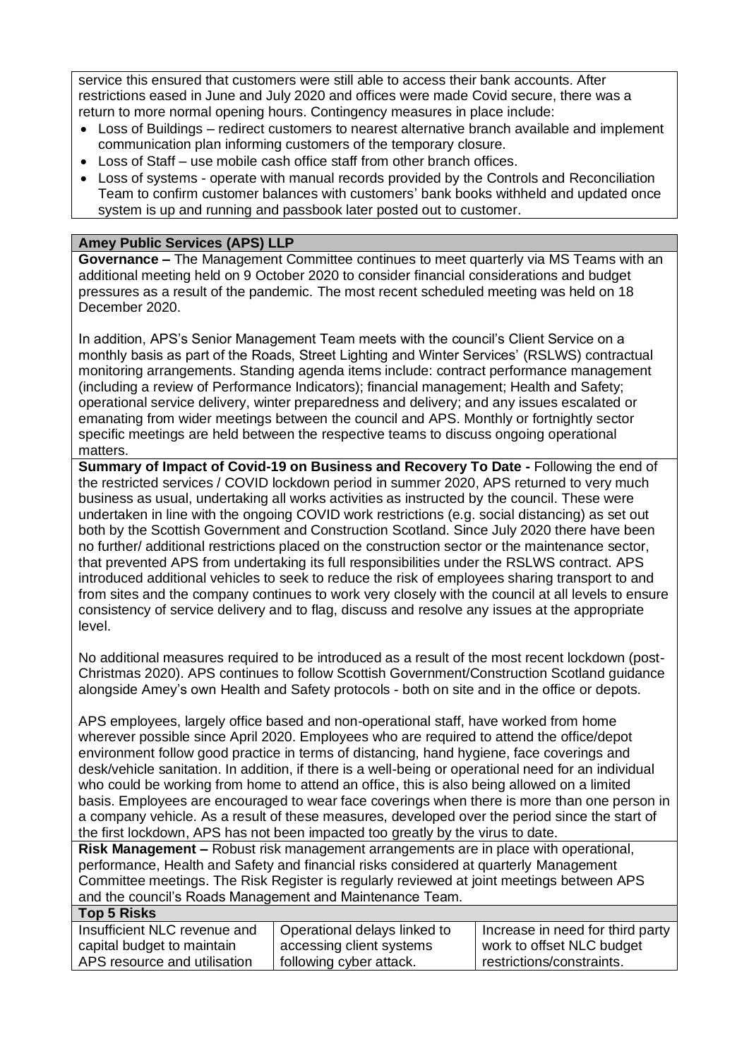service this ensured that customers were still able to access their bank accounts. After restrictions eased in June and July 2020 and offices were made Covid secure, there was a return to more normal opening hours. Contingency measures in place include:

- Loss of Buildings – redirect customers to nearest alternative branch available and implement communication plan informing customers of the temporary closure.
- Loss of Staff – use mobile cash office staff from other branch offices.
- Loss of systems - operate with manual records provided by the Controls and Reconciliation Team to confirm customer balances with customers' bank books withheld and updated once system is up and running and passbook later posted out to customer.

**Amey Public Services (APS) LLP**

**Governance –** The Management Committee continues to meet quarterly via MS Teams with an additional meeting held on 9 October 2020 to consider financial considerations and budget pressures as a result of the pandemic. The most recent scheduled meeting was held on 18 December 2020.

In addition, APS's Senior Management Team meets with the council's Client Service on a monthly basis as part of the Roads, Street Lighting and Winter Services' (RSLWS) contractual monitoring arrangements. Standing agenda items include: contract performance management (including a review of Performance Indicators); financial management; Health and Safety; operational service delivery, winter preparedness and delivery; and any issues escalated or emanating from wider meetings between the council and APS. Monthly or fortnightly sector specific meetings are held between the respective teams to discuss ongoing operational matters.

**Summary of Impact of Covid-19 on Business and Recovery To Date -** Following the end of the restricted services / COVID lockdown period in summer 2020, APS returned to very much business as usual, undertaking all works activities as instructed by the council. These were undertaken in line with the ongoing COVID work restrictions (e.g. social distancing) as set out both by the Scottish Government and Construction Scotland. Since July 2020 there have been no further/ additional restrictions placed on the construction sector or the maintenance sector, that prevented APS from undertaking its full responsibilities under the RSLWS contract. APS introduced additional vehicles to seek to reduce the risk of employees sharing transport to and from sites and the company continues to work very closely with the council at all levels to ensure consistency of service delivery and to flag, discuss and resolve any issues at the appropriate level.

No additional measures required to be introduced as a result of the most recent lockdown (post-Christmas 2020). APS continues to follow Scottish Government/Construction Scotland guidance alongside Amey's own Health and Safety protocols - both on site and in the office or depots.

APS employees, largely office based and non-operational staff, have worked from home wherever possible since April 2020. Employees who are required to attend the office/depot environment follow good practice in terms of distancing, hand hygiene, face coverings and desk/vehicle sanitation. In addition, if there is a well-being or operational need for an individual who could be working from home to attend an office, this is also being allowed on a limited basis. Employees are encouraged to wear face coverings when there is more than one person in a company vehicle. As a result of these measures, developed over the period since the start of the first lockdown, APS has not been impacted too greatly by the virus to date.

**Risk Management –** Robust risk management arrangements are in place with operational, performance, Health and Safety and financial risks considered at quarterly Management Committee meetings. The Risk Register is regularly reviewed at joint meetings between APS and the council's Roads Management and Maintenance Team.

**Top 5 Risks**

| | | |
|---|---|---|
| Insufficient NLC revenue and capital budget to maintain APS resource and utilisation | Operational delays linked to accessing client systems following cyber attack. | Increase in need for third party work to offset NLC budget restrictions/constraints. |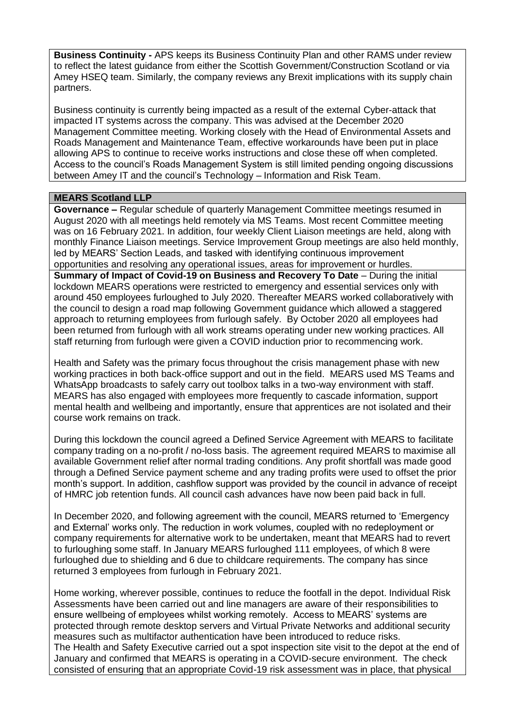**Business Continuity -** APS keeps its Business Continuity Plan and other RAMS under review to reflect the latest guidance from either the Scottish Government/Construction Scotland or via Amey HSEQ team. Similarly, the company reviews any Brexit implications with its supply chain partners.

Business continuity is currently being impacted as a result of the external Cyber-attack that impacted IT systems across the company. This was advised at the December 2020 Management Committee meeting. Working closely with the Head of Environmental Assets and Roads Management and Maintenance Team, effective workarounds have been put in place allowing APS to continue to receive works instructions and close these off when completed. Access to the council's Roads Management System is still limited pending ongoing discussions between Amey IT and the council's Technology – Information and Risk Team.

**MEARS Scotland LLP**

**Governance –** Regular schedule of quarterly Management Committee meetings resumed in August 2020 with all meetings held remotely via MS Teams. Most recent Committee meeting was on 16 February 2021. In addition, four weekly Client Liaison meetings are held, along with monthly Finance Liaison meetings. Service Improvement Group meetings are also held monthly, led by MEARS' Section Leads, and tasked with identifying continuous improvement opportunities and resolving any operational issues, areas for improvement or hurdles.

**Summary of Impact of Covid-19 on Business and Recovery To Date** – During the initial lockdown MEARS operations were restricted to emergency and essential services only with around 450 employees furloughed to July 2020. Thereafter MEARS worked collaboratively with the council to design a road map following Government guidance which allowed a staggered approach to returning employees from furlough safely. By October 2020 all employees had been returned from furlough with all work streams operating under new working practices. All staff returning from furlough were given a COVID induction prior to recommencing work.

Health and Safety was the primary focus throughout the crisis management phase with new working practices in both back-office support and out in the field. MEARS used MS Teams and WhatsApp broadcasts to safely carry out toolbox talks in a two-way environment with staff. MEARS has also engaged with employees more frequently to cascade information, support mental health and wellbeing and importantly, ensure that apprentices are not isolated and their course work remains on track.

During this lockdown the council agreed a Defined Service Agreement with MEARS to facilitate company trading on a no-profit / no-loss basis. The agreement required MEARS to maximise all available Government relief after normal trading conditions. Any profit shortfall was made good through a Defined Service payment scheme and any trading profits were used to offset the prior month's support. In addition, cashflow support was provided by the council in advance of receipt of HMRC job retention funds. All council cash advances have now been paid back in full.

In December 2020, and following agreement with the council, MEARS returned to 'Emergency and External' works only. The reduction in work volumes, coupled with no redeployment or company requirements for alternative work to be undertaken, meant that MEARS had to revert to furloughing some staff. In January MEARS furloughed 111 employees, of which 8 were furloughed due to shielding and 6 due to childcare requirements. The company has since returned 3 employees from furlough in February 2021.

Home working, wherever possible, continues to reduce the footfall in the depot. Individual Risk Assessments have been carried out and line managers are aware of their responsibilities to ensure wellbeing of employees whilst working remotely. Access to MEARS' systems are protected through remote desktop servers and Virtual Private Networks and additional security measures such as multifactor authentication have been introduced to reduce risks.
The Health and Safety Executive carried out a spot inspection site visit to the depot at the end of January and confirmed that MEARS is operating in a COVID-secure environment. The check consisted of ensuring that an appropriate Covid-19 risk assessment was in place, that physical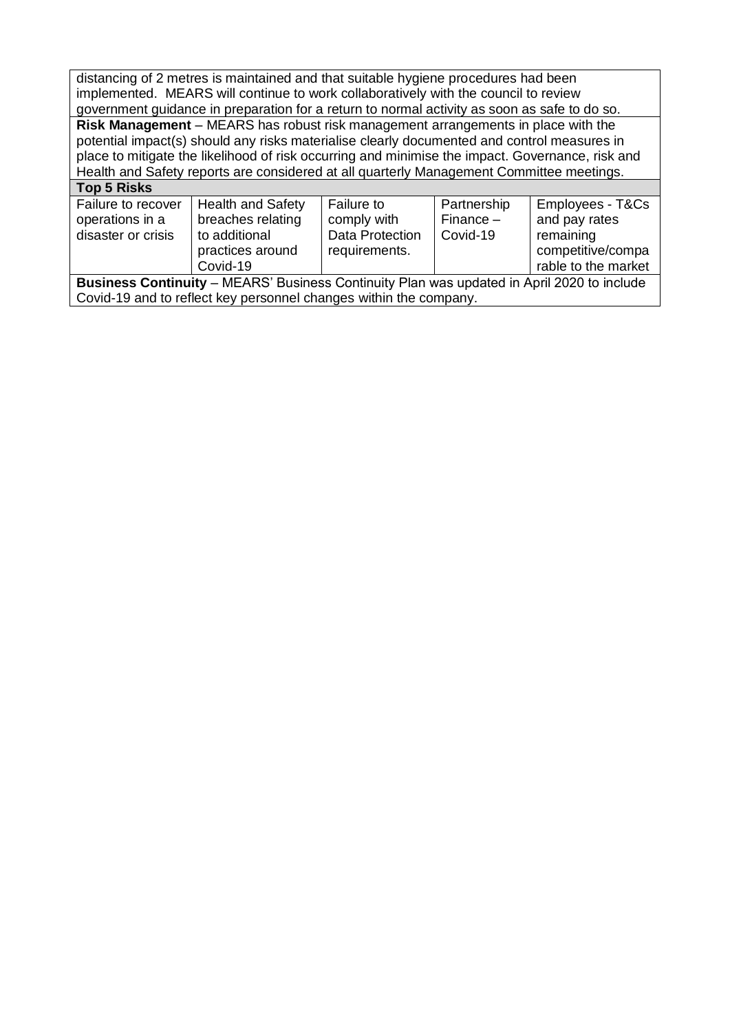distancing of 2 metres is maintained and that suitable hygiene procedures had been implemented. MEARS will continue to work collaboratively with the council to review government guidance in preparation for a return to normal activity as soon as safe to do so.

**Risk Management** – MEARS has robust risk management arrangements in place with the potential impact(s) should any risks materialise clearly documented and control measures in place to mitigate the likelihood of risk occurring and minimise the impact. Governance, risk and Health and Safety reports are considered at all quarterly Management Committee meetings.

**Top 5 Risks**

| | | | | |
|---|---|---|---|---|
| Failure to recover operations in a disaster or crisis | Health and Safety breaches relating to additional practices around Covid-19 | Failure to comply with Data Protection requirements. | Partnership Finance – Covid-19 | Employees - T&Cs and pay rates remaining competitive/comparable to the market |

**Business Continuity** – MEARS' Business Continuity Plan was updated in April 2020 to include Covid-19 and to reflect key personnel changes within the company.